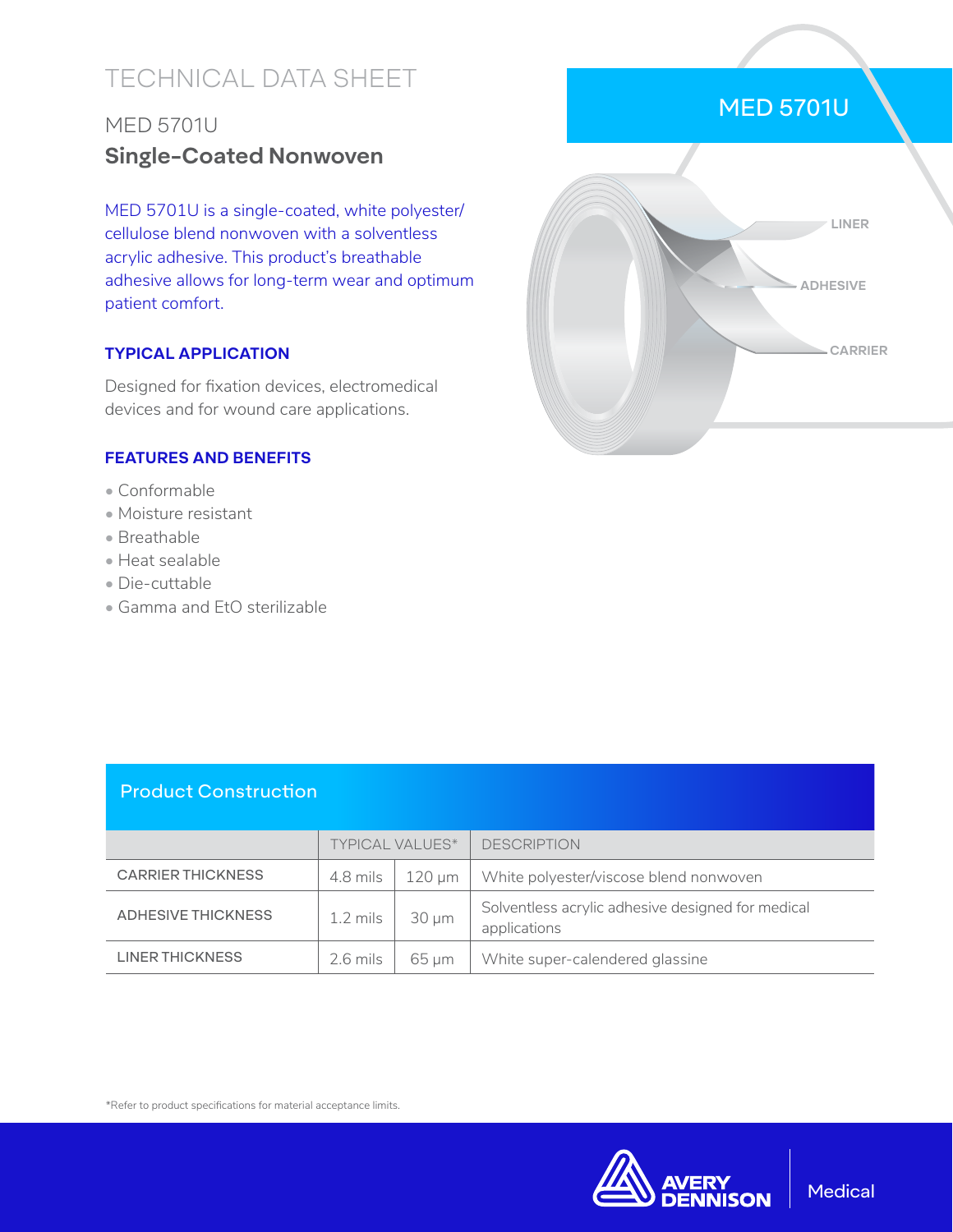# TECHNICAL DATA SHEET

## MED 5701U

## Single-Coated Nonwoven

MED 5701U is a single-coated, white polyester/cellulose blend nonwoven with a solventless acrylic adhesive. This product's breathable adhesive allows for long-term wear and optimum patient comfort.

MED 5701U

LINER

ADHESIVE

CARRIER

### TYPICAL APPLICATION

Designed for fixation devices, electromedical devices and for wound care applications.

### FEATURES AND BENEFITS

- Conformable
- Moisture resistant
- Breathable
- Heat sealable
- Die-cuttable
- Gamma and EtO sterilizable

### Product Construction

| | TYPICAL VALUES* | | DESCRIPTION |
|---|---|---|---|
| CARRIER THICKNESS | 4.8 mils | 120 µm | White polyester/viscose blend nonwoven |
| ADHESIVE THICKNESS | 1.2 mils | 30 µm | Solventless acrylic adhesive designed for medical applications |
| LINER THICKNESS | 2.6 mils | 65 µm | White super-calendered glassine |

*Refer to product specifications for material acceptance limits.

AVERY DENNISON | Medical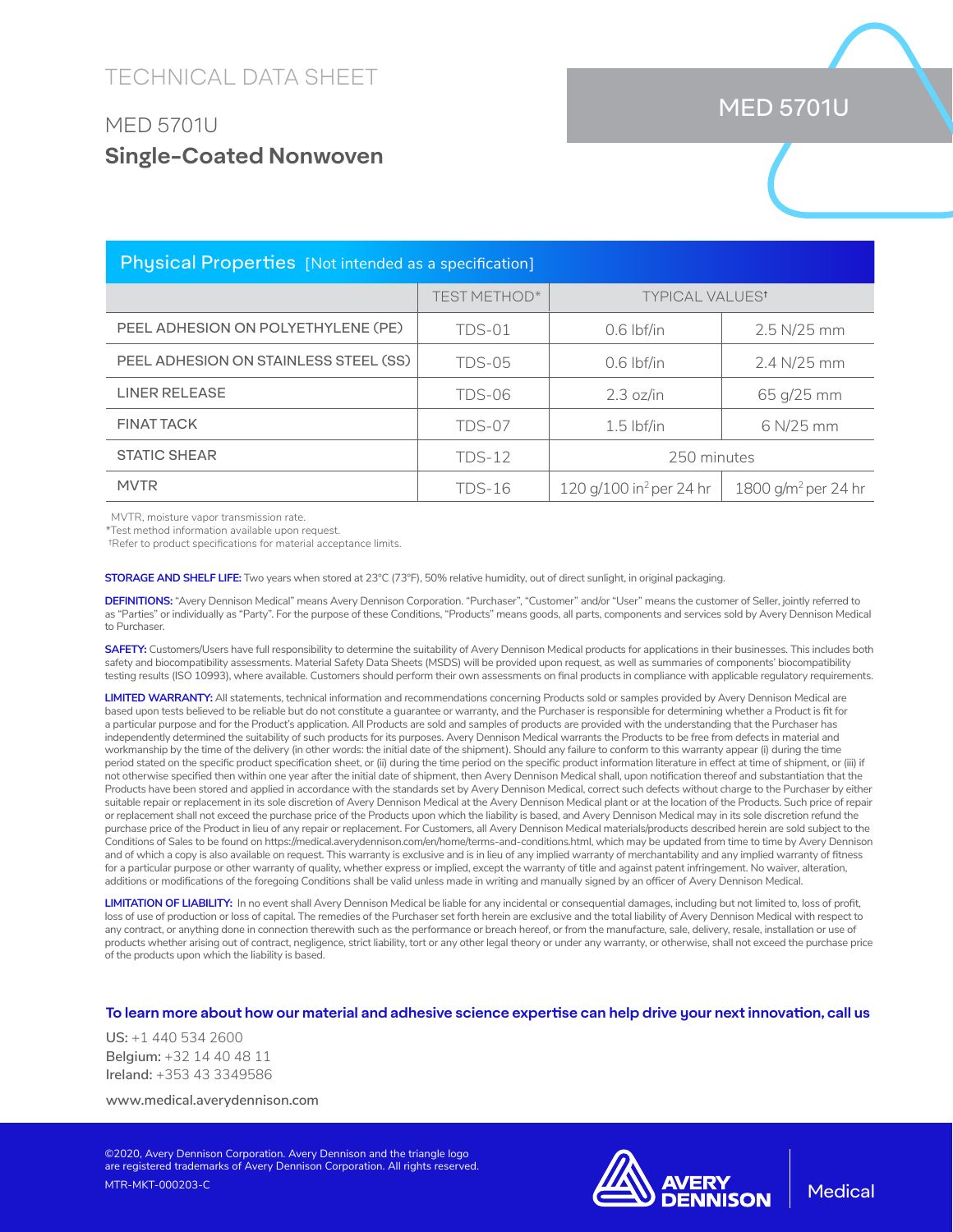TECHNICAL DATA SHEET

# MED 5701U

## Single-Coated Nonwoven

MED 5701U

### Physical Properties [Not intended as a specification]

| | TEST METHOD* | TYPICAL VALUES† | |
|---|---|---|---|
| PEEL ADHESION ON POLYETHYLENE (PE) | TDS-01 | 0.6 lbf/in | 2.5 N/25 mm |
| PEEL ADHESION ON STAINLESS STEEL (SS) | TDS-05 | 0.6 lbf/in | 2.4 N/25 mm |
| LINER RELEASE | TDS-06 | 2.3 oz/in | 65 g/25 mm |
| FINAT TACK | TDS-07 | 1.5 lbf/in | 6 N/25 mm |
| STATIC SHEAR | TDS-12 | 250 minutes | |
| MVTR | TDS-16 | 120 g/100 $in^2$ per 24 hr | 1800 g/$m^2$ per 24 hr |

MVTR, moisture vapor transmission rate.
*Test method information available upon request.
†Refer to product specifications for material acceptance limits.

**STORAGE AND SHELF LIFE:** Two years when stored at 23°C (73°F), 50% relative humidity, out of direct sunlight, in original packaging.

**DEFINITIONS:** "Avery Dennison Medical" means Avery Dennison Corporation. "Purchaser", "Customer" and/or "User" means the customer of Seller, jointly referred to as "Parties" or individually as "Party". For the purpose of these Conditions, "Products" means goods, all parts, components and services sold by Avery Dennison Medical to Purchaser.

**SAFETY:** Customers/Users have full responsibility to determine the suitability of Avery Dennison Medical products for applications in their businesses. This includes both safety and biocompatibility assessments. Material Safety Data Sheets (MSDS) will be provided upon request, as well as summaries of components' biocompatibility testing results (ISO 10993), where available. Customers should perform their own assessments on final products in compliance with applicable regulatory requirements.

**LIMITED WARRANTY:** All statements, technical information and recommendations concerning Products sold or samples provided by Avery Dennison Medical are based upon tests believed to be reliable but do not constitute a guarantee or warranty, and the Purchaser is responsible for determining whether a Product is fit for a particular purpose and for the Product's application. All Products are sold and samples of products are provided with the understanding that the Purchaser has independently determined the suitability of such products for its purposes. Avery Dennison Medical warrants the Products to be free from defects in material and workmanship by the time of the delivery (in other words: the initial date of the shipment). Should any failure to conform to this warranty appear (i) during the time period stated on the specific product specification sheet, or (ii) during the time period on the specific product information literature in effect at time of shipment, or (iii) if not otherwise specified then within one year after the initial date of shipment, then Avery Dennison Medical shall, upon notification thereof and substantiation that the Products have been stored and applied in accordance with the standards set by Avery Dennison Medical, correct such defects without charge to the Purchaser by either suitable repair or replacement in its sole discretion of Avery Dennison Medical at the Avery Dennison Medical plant or at the location of the Products. Such price of repair or replacement shall not exceed the purchase price of the Products upon which the liability is based, and Avery Dennison Medical may in its sole discretion refund the purchase price of the Product in lieu of any repair or replacement. For Customers, all Avery Dennison Medical materials/products described herein are sold subject to the Conditions of Sales to be found on https://medical.averydennison.com/en/home/terms-and-conditions.html, which may be updated from time to time by Avery Dennison and of which a copy is also available on request. This warranty is exclusive and is in lieu of any implied warranty of merchantability and any implied warranty of fitness for a particular purpose or other warranty of quality, whether express or implied, except the warranty of title and against patent infringement. No waiver, alteration, additions or modifications of the foregoing Conditions shall be valid unless made in writing and manually signed by an officer of Avery Dennison Medical.

**LIMITATION OF LIABILITY:** In no event shall Avery Dennison Medical be liable for any incidental or consequential damages, including but not limited to, loss of profit, loss of use of production or loss of capital. The remedies of the Purchaser set forth herein are exclusive and the total liability of Avery Dennison Medical with respect to any contract, or anything done in connection therewith such as the performance or breach hereof, or from the manufacture, sale, delivery, resale, installation or use of products whether arising out of contract, negligence, strict liability, tort or any other legal theory or under any warranty, or otherwise, shall not exceed the purchase price of the products upon which the liability is based.

**To learn more about how our material and adhesive science expertise can help drive your next innovation, call us**

**US:** +1 440 534 2600
**Belgium:** +32 14 40 48 11
**Ireland:** +353 43 3349586

www.medical.averydennison.com

©2020, Avery Dennison Corporation. Avery Dennison and the triangle logo are registered trademarks of Avery Dennison Corporation. All rights reserved.
MTR-MKT-000203-C

AVERY DENNISON Medical